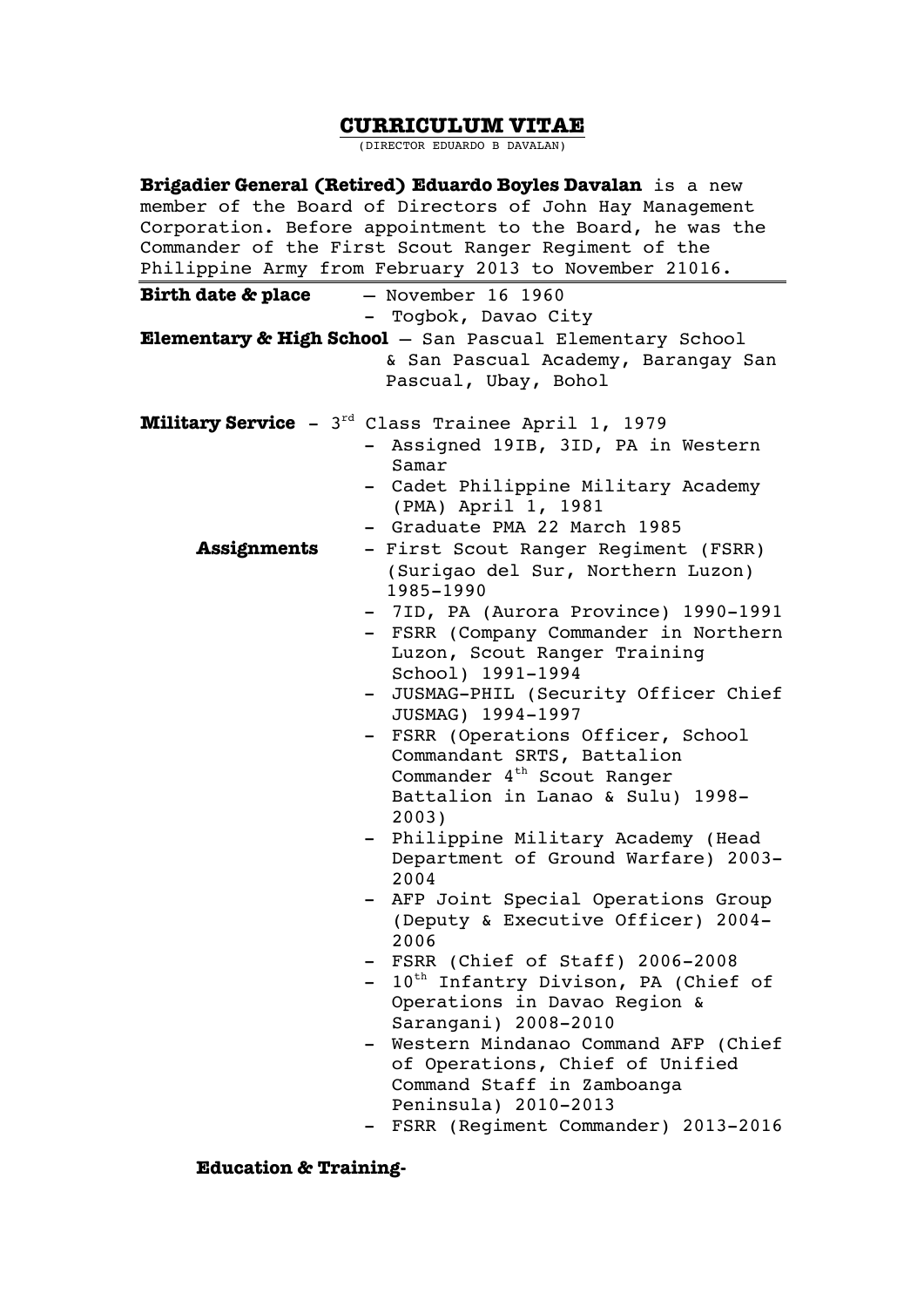# CURRICULUM VITAE

(DIRECTOR EDUARDO B DAVALAN)

**Brigadier General (Retired) Eduardo Boyles Davalan** is a new member of the Board of Directors of John Hay Management Corporation. Before appointment to the Board, he was the Commander of the First Scout Ranger Regiment of the Philippine Army from February 2013 to November 21016.

**Birth date & place** – November 16 1960
- Togbok, Davao City

**Elementary & High School** – San Pascual Elementary School & San Pascual Academy, Barangay San Pascual, Ubay, Bohol

**Military Service** - 3rd Class Trainee April 1, 1979
- Assigned 19IB, 3ID, PA in Western Samar
- Cadet Philippine Military Academy (PMA) April 1, 1981
- Graduate PMA 22 March 1985

**Assignments**
- First Scout Ranger Regiment (FSRR) (Surigao del Sur, Northern Luzon) 1985-1990
- 7ID, PA (Aurora Province) 1990-1991
- FSRR (Company Commander in Northern Luzon, Scout Ranger Training School) 1991-1994
- JUSMAG-PHIL (Security Officer Chief JUSMAG) 1994-1997
- FSRR (Operations Officer, School Commandant SRTS, Battalion Commander 4th Scout Ranger Battalion in Lanao & Sulu) 1998-2003)
- Philippine Military Academy (Head Department of Ground Warfare) 2003-2004
- AFP Joint Special Operations Group (Deputy & Executive Officer) 2004-2006
- FSRR (Chief of Staff) 2006-2008
- 10th Infantry Divison, PA (Chief of Operations in Davao Region & Sarangani) 2008-2010
- Western Mindanao Command AFP (Chief of Operations, Chief of Unified Command Staff in Zamboanga Peninsula) 2010-2013
- FSRR (Regiment Commander) 2013-2016

**Education & Training-**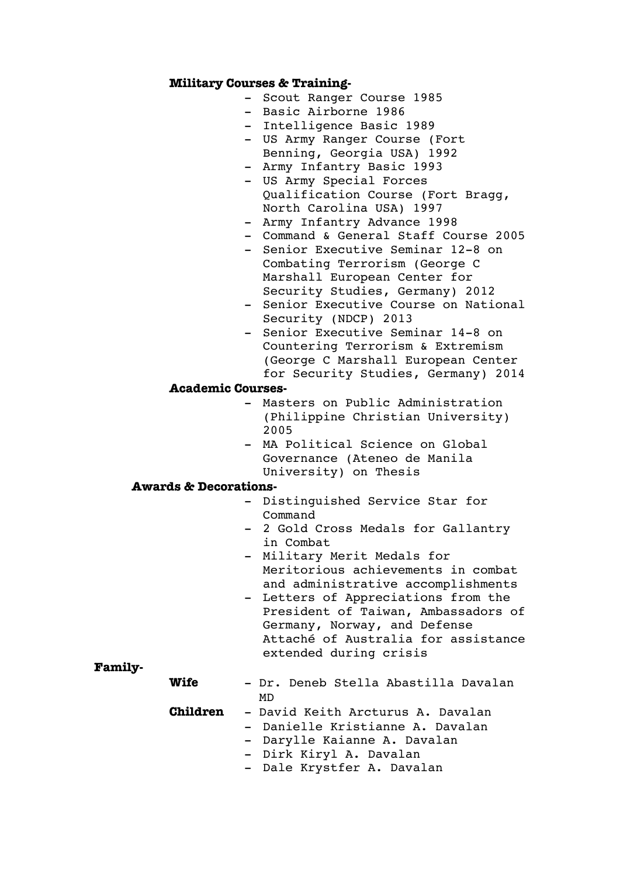**Military Courses & Training-**

- Scout Ranger Course 1985
- Basic Airborne 1986
- Intelligence Basic 1989
- US Army Ranger Course (Fort Benning, Georgia USA) 1992
- Army Infantry Basic 1993
- US Army Special Forces Qualification Course (Fort Bragg, North Carolina USA) 1997
- Army Infantry Advance 1998
- Command & General Staff Course 2005
- Senior Executive Seminar 12-8 on Combating Terrorism (George C Marshall European Center for Security Studies, Germany) 2012
- Senior Executive Course on National Security (NDCP) 2013
- Senior Executive Seminar 14-8 on Countering Terrorism & Extremism (George C Marshall European Center for Security Studies, Germany) 2014

**Academic Courses-**

- Masters on Public Administration (Philippine Christian University) 2005
- MA Political Science on Global Governance (Ateneo de Manila University) on Thesis

**Awards & Decorations-**

- Distinguished Service Star for Command
- 2 Gold Cross Medals for Gallantry in Combat
- Military Merit Medals for Meritorious achievements in combat and administrative accomplishments
- Letters of Appreciations from the President of Taiwan, Ambassadors of Germany, Norway, and Defense Attaché of Australia for assistance extended during crisis

**Family-**

**Wife**

- Dr. Deneb Stella Abastilla Davalan MD

**Children**

- David Keith Arcturus A. Davalan
- Danielle Kristianne A. Davalan
- Darylle Kaianne A. Davalan
- Dirk Kiryl A. Davalan
- Dale Krystfer A. Davalan